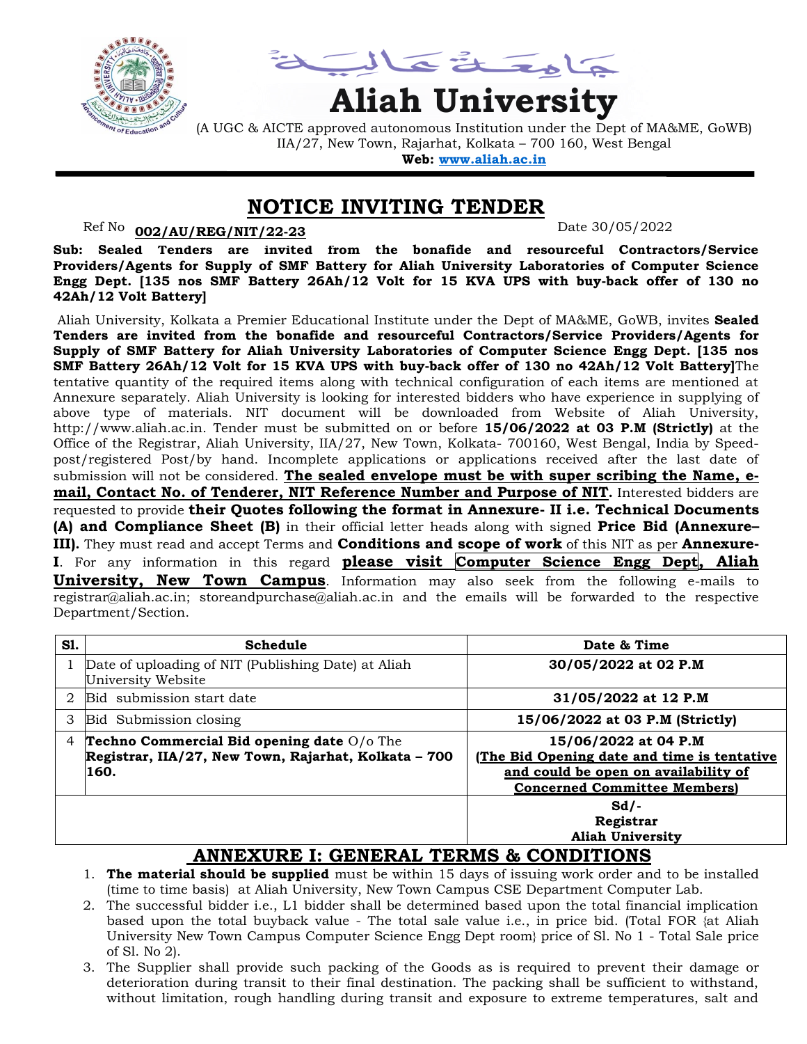جامعة عالية

# Aliah University

(A UGC & AICTE approved autonomous Institution under the Dept of MA&ME, GoWB)
IIA/27, New Town, Rajarhat, Kolkata – 700 160, West Bengal
**Web: www.aliah.ac.in**

## NOTICE INVITING TENDER

Ref No **002/AU/REG/NIT/22-23** Date 30/05/2022

**Sub: Sealed Tenders are invited from the bonafide and resourceful Contractors/Service Providers/Agents for Supply of SMF Battery for Aliah University Laboratories of Computer Science Engg Dept. [135 nos SMF Battery 26Ah/12 Volt for 15 KVA UPS with buy-back offer of 130 no 42Ah/12 Volt Battery]**

Aliah University, Kolkata a Premier Educational Institute under the Dept of MA&ME, GoWB, invites **Sealed Tenders are invited from the bonafide and resourceful Contractors/Service Providers/Agents for Supply of SMF Battery for Aliah University Laboratories of Computer Science Engg Dept. [135 nos SMF Battery 26Ah/12 Volt for 15 KVA UPS with buy-back offer of 130 no 42Ah/12 Volt Battery]**The tentative quantity of the required items along with technical configuration of each items are mentioned at Annexure separately. Aliah University is looking for interested bidders who have experience in supplying of above type of materials. NIT document will be downloaded from Website of Aliah University, http://www.aliah.ac.in. Tender must be submitted on or before **15/06/2022 at 03 P.M (Strictly)** at the Office of the Registrar, Aliah University, IIA/27, New Town, Kolkata- 700160, West Bengal, India by Speed-post/registered Post/by hand. Incomplete applications or applications received after the last date of submission will not be considered. **The sealed envelope must be with super scribing the Name, e-mail, Contact No. of Tenderer, NIT Reference Number and Purpose of NIT.** Interested bidders are requested to provide **their Quotes following the format in Annexure- II i.e. Technical Documents (A) and Compliance Sheet (B)** in their official letter heads along with signed **Price Bid (Annexure–III).** They must read and accept Terms and **Conditions and scope of work** of this NIT as per **Annexure-I**. For any information in this regard **please visit Computer Science Engg Dept, Aliah University, New Town Campus**. Information may also seek from the following e-mails to registrar@aliah.ac.in; storeandpurchase@aliah.ac.in and the emails will be forwarded to the respective Department/Section.

| Sl. | Schedule | Date & Time |
|---|---|---|
| 1 | Date of uploading of NIT (Publishing Date) at Aliah University Website | **30/05/2022 at 02 P.M** |
| 2 | Bid submission start date | **31/05/2022 at 12 P.M** |
| 3 | Bid Submission closing | **15/06/2022 at 03 P.M (Strictly)** |
| 4 | **Techno Commercial Bid opening date** O/o The **Registrar, IIA/27, New Town, Rajarhat, Kolkata – 700 160.** | **15/06/2022 at 04 P.M (The Bid Opening date and time is tentative and could be open on availability of Concerned Committee Members)** |
| | | **Sd/- Registrar Aliah University** |

## ANNEXURE I: GENERAL TERMS & CONDITIONS

1. **The material should be supplied** must be within 15 days of issuing work order and to be installed (time to time basis) at Aliah University, New Town Campus CSE Department Computer Lab.
2. The successful bidder i.e., L1 bidder shall be determined based upon the total financial implication based upon the total buyback value - The total sale value i.e., in price bid. (Total FOR {at Aliah University New Town Campus Computer Science Engg Dept room} price of Sl. No 1 - Total Sale price of Sl. No 2).
3. The Supplier shall provide such packing of the Goods as is required to prevent their damage or deterioration during transit to their final destination. The packing shall be sufficient to withstand, without limitation, rough handling during transit and exposure to extreme temperatures, salt and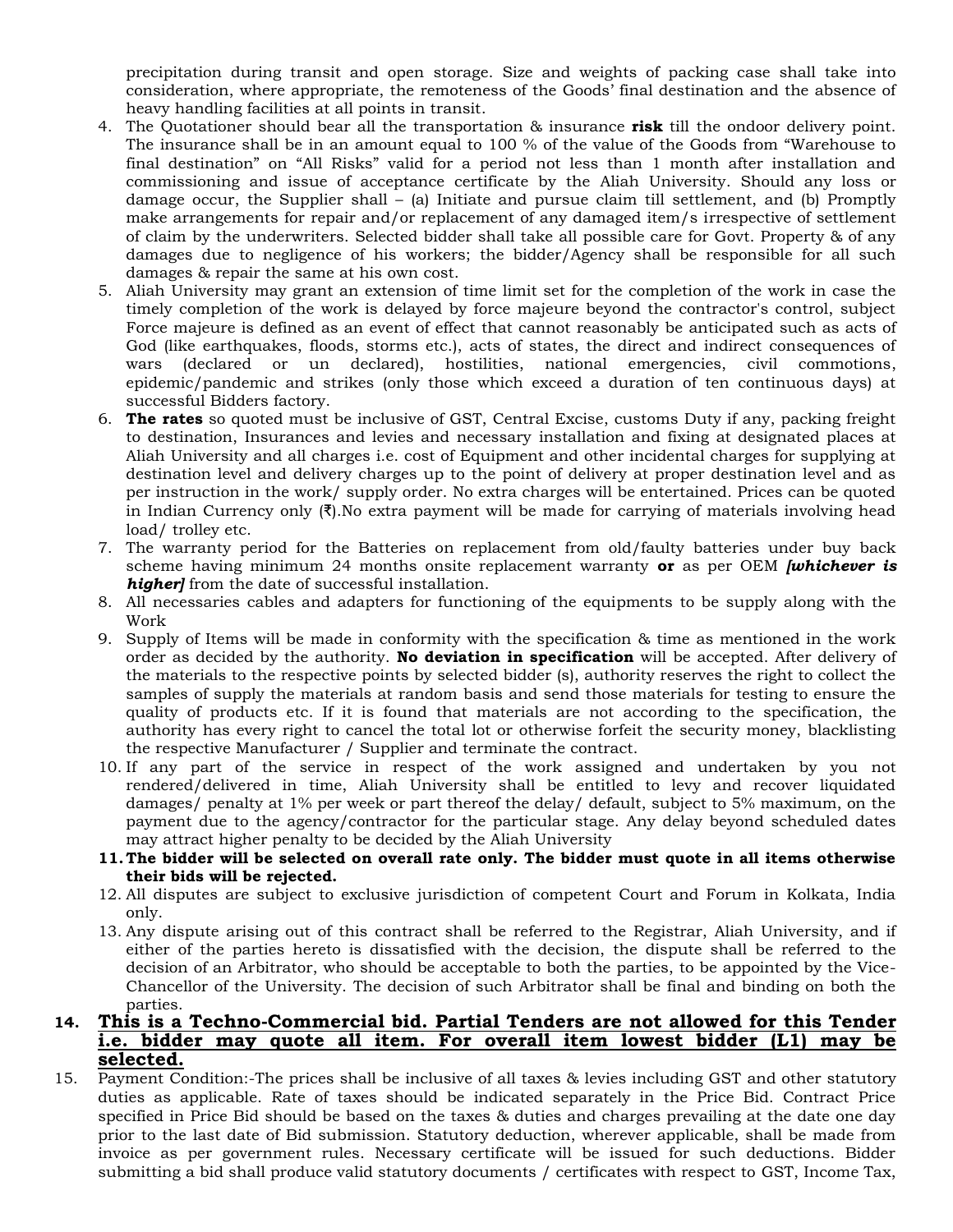precipitation during transit and open storage. Size and weights of packing case shall take into consideration, where appropriate, the remoteness of the Goods' final destination and the absence of heavy handling facilities at all points in transit.

4. The Quotationer should bear all the transportation & insurance **risk** till the ondoor delivery point. The insurance shall be in an amount equal to 100 % of the value of the Goods from "Warehouse to final destination" on "All Risks" valid for a period not less than 1 month after installation and commissioning and issue of acceptance certificate by the Aliah University. Should any loss or damage occur, the Supplier shall – (a) Initiate and pursue claim till settlement, and (b) Promptly make arrangements for repair and/or replacement of any damaged item/s irrespective of settlement of claim by the underwriters. Selected bidder shall take all possible care for Govt. Property & of any damages due to negligence of his workers; the bidder/Agency shall be responsible for all such damages & repair the same at his own cost.
5. Aliah University may grant an extension of time limit set for the completion of the work in case the timely completion of the work is delayed by force majeure beyond the contractor's control, subject Force majeure is defined as an event of effect that cannot reasonably be anticipated such as acts of God (like earthquakes, floods, storms etc.), acts of states, the direct and indirect consequences of wars (declared or un declared), hostilities, national emergencies, civil commotions, epidemic/pandemic and strikes (only those which exceed a duration of ten continuous days) at successful Bidders factory.
6. **The rates** so quoted must be inclusive of GST, Central Excise, customs Duty if any, packing freight to destination, Insurances and levies and necessary installation and fixing at designated places at Aliah University and all charges i.e. cost of Equipment and other incidental charges for supplying at destination level and delivery charges up to the point of delivery at proper destination level and as per instruction in the work/ supply order. No extra charges will be entertained. Prices can be quoted in Indian Currency only (₹).No extra payment will be made for carrying of materials involving head load/ trolley etc.
7. The warranty period for the Batteries on replacement from old/faulty batteries under buy back scheme having minimum 24 months onsite replacement warranty **or** as per OEM ***[whichever is higher]*** from the date of successful installation.
8. All necessaries cables and adapters for functioning of the equipments to be supply along with the Work
9. Supply of Items will be made in conformity with the specification & time as mentioned in the work order as decided by the authority. **No deviation in specification** will be accepted. After delivery of the materials to the respective points by selected bidder (s), authority reserves the right to collect the samples of supply the materials at random basis and send those materials for testing to ensure the quality of products etc. If it is found that materials are not according to the specification, the authority has every right to cancel the total lot or otherwise forfeit the security money, blacklisting the respective Manufacturer / Supplier and terminate the contract.
10. If any part of the service in respect of the work assigned and undertaken by you not rendered/delivered in time, Aliah University shall be entitled to levy and recover liquidated damages/ penalty at 1% per week or part thereof the delay/ default, subject to 5% maximum, on the payment due to the agency/contractor for the particular stage. Any delay beyond scheduled dates may attract higher penalty to be decided by the Aliah University
11. **The bidder will be selected on overall rate only. The bidder must quote in all items otherwise their bids will be rejected.**
12. All disputes are subject to exclusive jurisdiction of competent Court and Forum in Kolkata, India only.
13. Any dispute arising out of this contract shall be referred to the Registrar, Aliah University, and if either of the parties hereto is dissatisfied with the decision, the dispute shall be referred to the decision of an Arbitrator, who should be acceptable to both the parties, to be appointed by the Vice-Chancellor of the University. The decision of such Arbitrator shall be final and binding on both the parties.
14. **<u>This is a Techno-Commercial bid. Partial Tenders are not allowed for this Tender i.e. bidder may quote all item. For overall item lowest bidder (L1) may be selected.</u>**
15. Payment Condition:-The prices shall be inclusive of all taxes & levies including GST and other statutory duties as applicable. Rate of taxes should be indicated separately in the Price Bid. Contract Price specified in Price Bid should be based on the taxes & duties and charges prevailing at the date one day prior to the last date of Bid submission. Statutory deduction, wherever applicable, shall be made from invoice as per government rules. Necessary certificate will be issued for such deductions. Bidder submitting a bid shall produce valid statutory documents / certificates with respect to GST, Income Tax,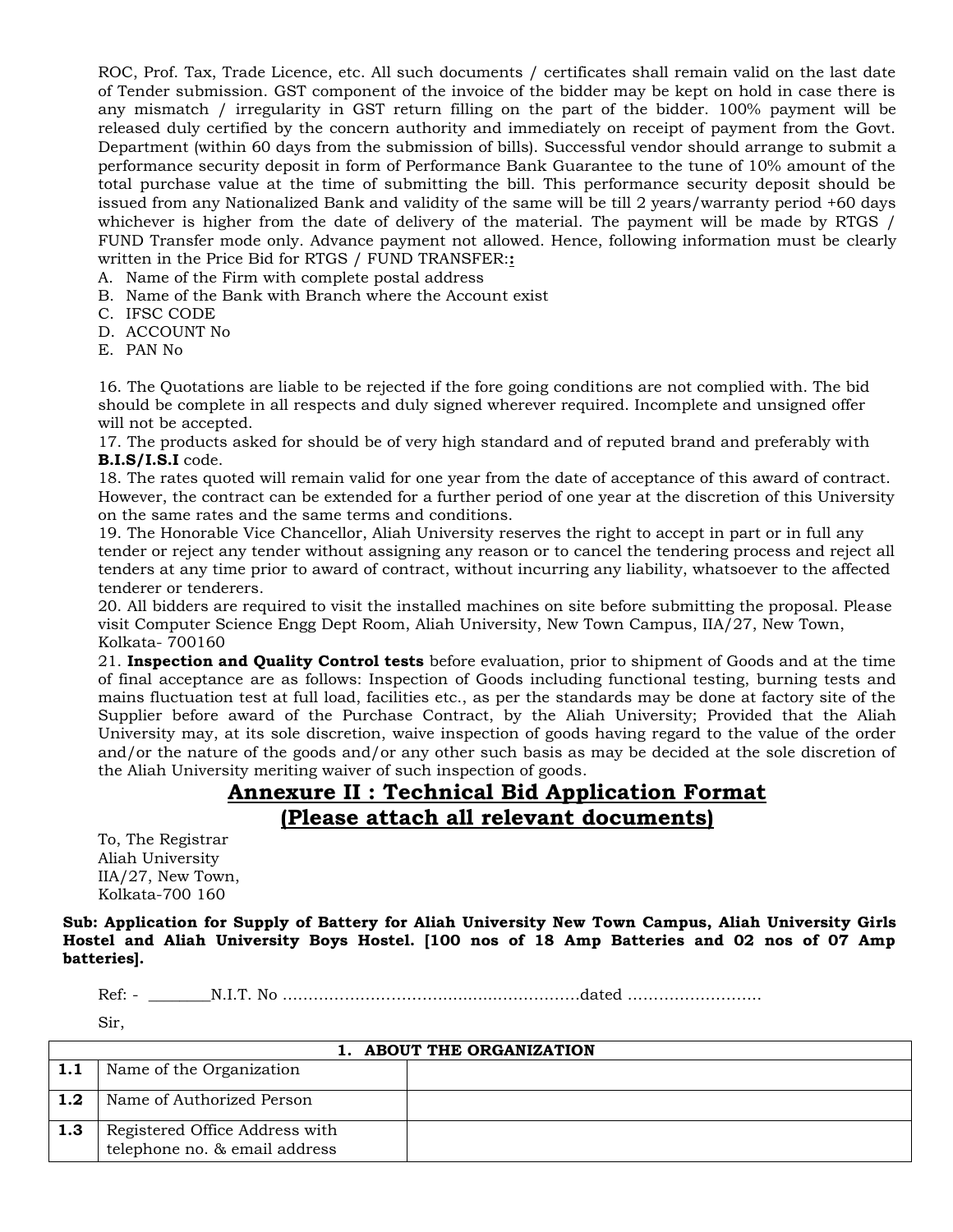ROC, Prof. Tax, Trade Licence, etc. All such documents / certificates shall remain valid on the last date of Tender submission. GST component of the invoice of the bidder may be kept on hold in case there is any mismatch / irregularity in GST return filling on the part of the bidder. 100% payment will be released duly certified by the concern authority and immediately on receipt of payment from the Govt. Department (within 60 days from the submission of bills). Successful vendor should arrange to submit a performance security deposit in form of Performance Bank Guarantee to the tune of 10% amount of the total purchase value at the time of submitting the bill. This performance security deposit should be issued from any Nationalized Bank and validity of the same will be till 2 years/warranty period +60 days whichever is higher from the date of delivery of the material. The payment will be made by RTGS / FUND Transfer mode only. Advance payment not allowed. Hence, following information must be clearly written in the Price Bid for RTGS / FUND TRANSFER:**:**

A. Name of the Firm with complete postal address
B. Name of the Bank with Branch where the Account exist
C. IFSC CODE
D. ACCOUNT No
E. PAN No

16. The Quotations are liable to be rejected if the fore going conditions are not complied with. The bid should be complete in all respects and duly signed wherever required. Incomplete and unsigned offer will not be accepted.
17. The products asked for should be of very high standard and of reputed brand and preferably with **B.I.S/I.S.I** code.
18. The rates quoted will remain valid for one year from the date of acceptance of this award of contract. However, the contract can be extended for a further period of one year at the discretion of this University on the same rates and the same terms and conditions.
19. The Honorable Vice Chancellor, Aliah University reserves the right to accept in part or in full any tender or reject any tender without assigning any reason or to cancel the tendering process and reject all tenders at any time prior to award of contract, without incurring any liability, whatsoever to the affected tenderer or tenderers.
20. All bidders are required to visit the installed machines on site before submitting the proposal. Please visit Computer Science Engg Dept Room, Aliah University, New Town Campus, IIA/27, New Town, Kolkata- 700160
21. **Inspection and Quality Control tests** before evaluation, prior to shipment of Goods and at the time of final acceptance are as follows: Inspection of Goods including functional testing, burning tests and mains fluctuation test at full load, facilities etc., as per the standards may be done at factory site of the Supplier before award of the Purchase Contract, by the Aliah University; Provided that the Aliah University may, at its sole discretion, waive inspection of goods having regard to the value of the order and/or the nature of the goods and/or any other such basis as may be decided at the sole discretion of the Aliah University meriting waiver of such inspection of goods.

## Annexure II : Technical Bid Application Format (Please attach all relevant documents)

To, The Registrar
Aliah University
IIA/27, New Town,
Kolkata-700 160

**Sub: Application for Supply of Battery for Aliah University New Town Campus, Aliah University Girls Hostel and Aliah University Boys Hostel. [100 nos of 18 Amp Batteries and 02 nos of 07 Amp batteries].**

Ref: - ________N.I.T. No ..........................................................dated ..........................

Sir,

| 1. ABOUT THE ORGANIZATION | | |
|---|---|---|
| **1.1** | Name of the Organization | |
| **1.2** | Name of Authorized Person | |
| **1.3** | Registered Office Address with telephone no. & email address | |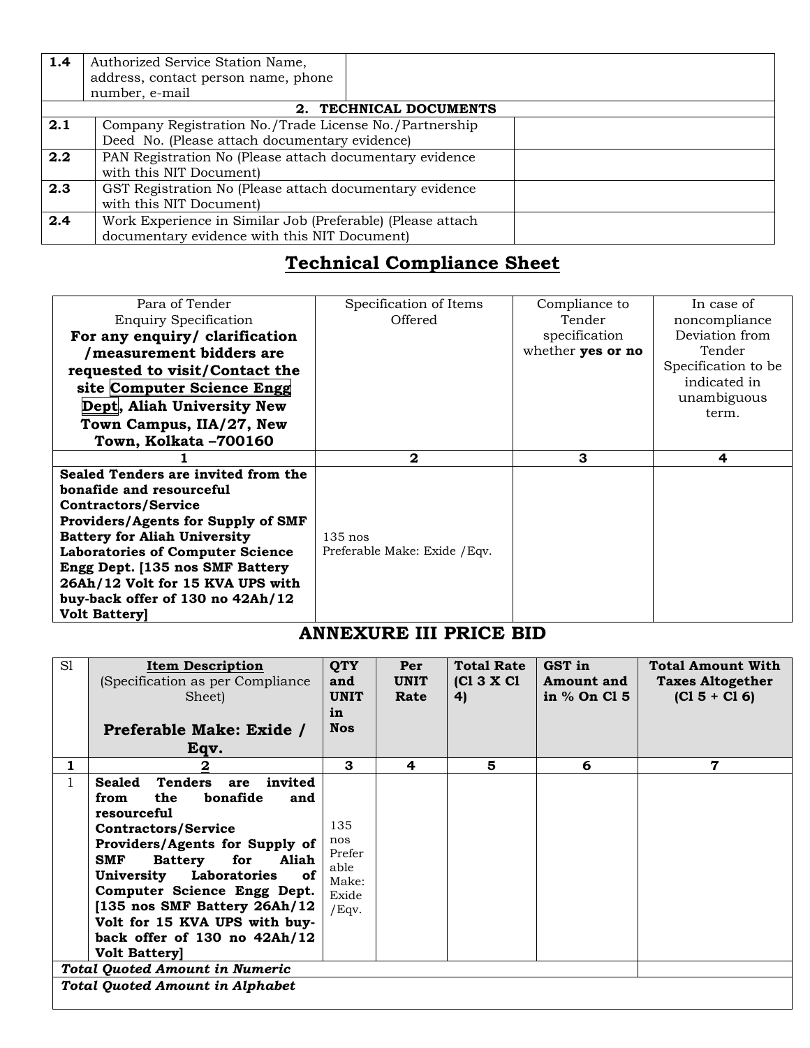| | | |
|---|---|---|
| **1.4** | Authorized Service Station Name, address, contact person name, phone number, e-mail | |
| | **2. TECHNICAL DOCUMENTS** | |
| **2.1** | Company Registration No./Trade License No./Partnership Deed No. (Please attach documentary evidence) | |
| **2.2** | PAN Registration No (Please attach documentary evidence with this NIT Document) | |
| **2.3** | GST Registration No (Please attach documentary evidence with this NIT Document) | |
| **2.4** | Work Experience in Similar Job (Preferable) (Please attach documentary evidence with this NIT Document) | |

## Technical Compliance Sheet

| Para of Tender Enquiry Specification **For any enquiry/ clarification /measurement bidders are requested to visit/Contact the site Computer Science Engg Dept, Aliah University New Town Campus, IIA/27, New Town, Kolkata –700160** | Specification of Items Offered | Compliance to Tender specification whether **yes or no** | In case of noncompliance Deviation from Tender Specification to be indicated in unambiguous term. |
|---|---|---|---|
| **1** | **2** | **3** | **4** |
| **Sealed Tenders are invited from the bonafide and resourceful Contractors/Service Providers/Agents for Supply of SMF Battery for Aliah University Laboratories of Computer Science Engg Dept. [135 nos SMF Battery 26Ah/12 Volt for 15 KVA UPS with buy-back offer of 130 no 42Ah/12 Volt Battery]** | 135 nos Preferable Make: Exide /Eqv. | | |

## ANNEXURE III PRICE BID

| Sl | **Item Description** (Specification as per Compliance Sheet) **Preferable Make: Exide / Eqv.** | **QTY and UNIT in Nos** | **Per UNIT Rate** | **Total Rate (Cl 3 X Cl 4)** | **GST in Amount and in % On Cl 5** | **Total Amount With Taxes Altogether (Cl 5 + Cl 6)** |
|---|---|---|---|---|---|---|
| **1** | **2** | **3** | **4** | **5** | **6** | **7** |
| 1 | **Sealed Tenders are invited from the bonafide and resourceful Contractors/Service Providers/Agents for Supply of SMF Battery for Aliah University Laboratories of Computer Science Engg Dept. [135 nos SMF Battery 26Ah/12 Volt for 15 KVA UPS with buy-back offer of 130 no 42Ah/12 Volt Battery]** | 135 nos Preferable Make: Exide /Eqv. | | | | |
| ***Total Quoted Amount in Numeric*** | | | | | | |
| ***Total Quoted Amount in Alphabet*** | | | | | | |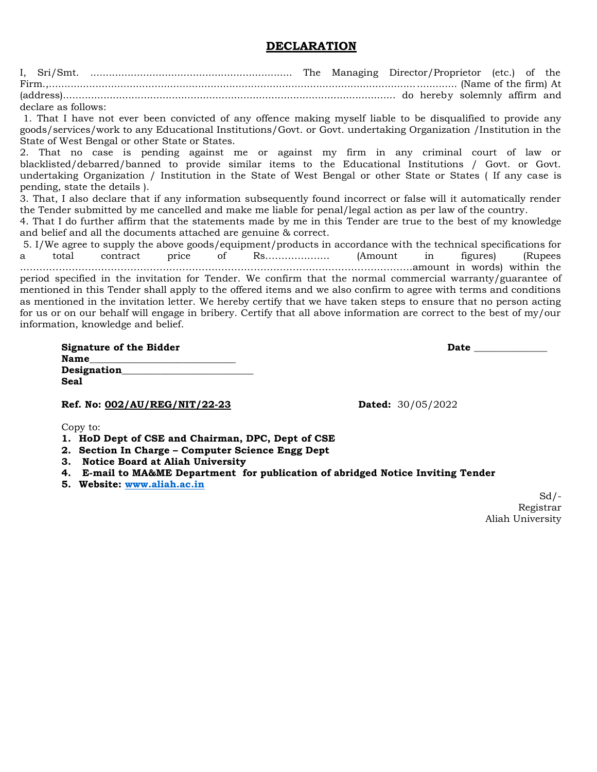# DECLARATION

I, Sri/Smt. ……………………………………………………… The Managing Director/Proprietor (etc.) of the Firm.,…………………………………………………………………………………………………………… (Name of the firm) At (address)………………………………………………………………………………………… do hereby solemnly affirm and declare as follows:

1. That I have not ever been convicted of any offence making myself liable to be disqualified to provide any goods/services/work to any Educational Institutions/Govt. or Govt. undertaking Organization /Institution in the State of West Bengal or other State or States.
2. That no case is pending against me or against my firm in any criminal court of law or blacklisted/debarred/banned to provide similar items to the Educational Institutions / Govt. or Govt. undertaking Organization / Institution in the State of West Bengal or other State or States ( If any case is pending, state the details ).
3. That, I also declare that if any information subsequently found incorrect or false will it automatically render the Tender submitted by me cancelled and make me liable for penal/legal action as per law of the country.
4. That I do further affirm that the statements made by me in this Tender are true to the best of my knowledge and belief and all the documents attached are genuine & correct.
5. I/We agree to supply the above goods/equipment/products in accordance with the technical specifications for a total contract price of Rs………………. (Amount in figures) (Rupees ……………………………………………………………………………………………………amount in words) within the period specified in the invitation for Tender. We confirm that the normal commercial warranty/guarantee of mentioned in this Tender shall apply to the offered items and we also confirm to agree with terms and conditions as mentioned in the invitation letter. We hereby certify that we have taken steps to ensure that no person acting for us or on our behalf will engage in bribery. Certify that all above information are correct to the best of my/our information, knowledge and belief.

**Signature of the Bidder** **Date** ______________

**Name**____________________________

**Designation**_________________________

**Seal**

**Ref. No:** **002/AU/REG/NIT/22-23** **Dated:** 30/05/2022

Copy to:

1. **HoD Dept of CSE and Chairman, DPC, Dept of CSE**
2. **Section In Charge – Computer Science Engg Dept**
3. **Notice Board at Aliah University**
4. **E-mail to MA&ME Department for publication of abridged Notice Inviting Tender**
5. **Website:** **www.aliah.ac.in**

Sd/-
Registrar
Aliah University